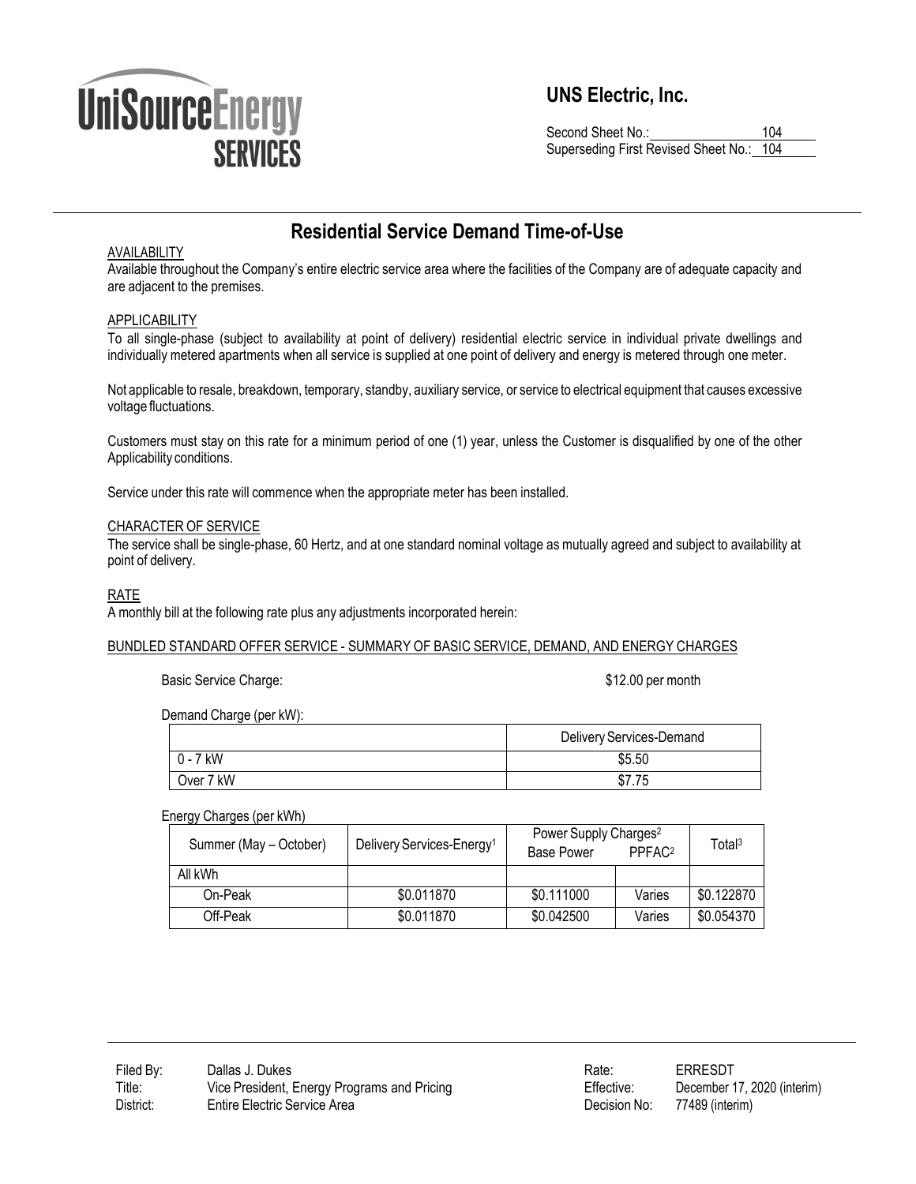**UNS Electric, Inc.**

Second Sheet No.: 104
Superseding First Revised Sheet No.: 104

# Residential Service Demand Time-of-Use

AVAILABILITY

Available throughout the Company's entire electric service area where the facilities of the Company are of adequate capacity and are adjacent to the premises.

APPLICABILITY

To all single-phase (subject to availability at point of delivery) residential electric service in individual private dwellings and individually metered apartments when all service is supplied at one point of delivery and energy is metered through one meter.

Not applicable to resale, breakdown, temporary, standby, auxiliary service, or service to electrical equipment that causes excessive voltage fluctuations.

Customers must stay on this rate for a minimum period of one (1) year, unless the Customer is disqualified by one of the other Applicability conditions.

Service under this rate will commence when the appropriate meter has been installed.

CHARACTER OF SERVICE

The service shall be single-phase, 60 Hertz, and at one standard nominal voltage as mutually agreed and subject to availability at point of delivery.

RATE

A monthly bill at the following rate plus any adjustments incorporated herein:

BUNDLED STANDARD OFFER SERVICE - SUMMARY OF BASIC SERVICE, DEMAND, AND ENERGY CHARGES

Basic Service Charge: $12.00 per month

Demand Charge (per kW):

| | Delivery Services-Demand |
|---|---|
| 0 - 7 kW | $5.50 |
| Over 7 kW | $7.75 |

Energy Charges (per kWh)

| Summer (May – October) | Delivery Services-Energy[1] | Power Supply Charges[2] | | Total[3] |
|---|---|---|---|---|
| | | Base Power | PPFAC[2] | |
| All kWh | | | | |
| On-Peak | $0.011870 | $0.111000 | Varies | $0.122870 |
| Off-Peak | $0.011870 | $0.042500 | Varies | $0.054370 |

Filed By: Dallas J. Dukes
Title: Vice President, Energy Programs and Pricing
District: Entire Electric Service Area

Rate: ERRESDT
Effective: December 17, 2020 (interim)
Decision No: 77489 (interim)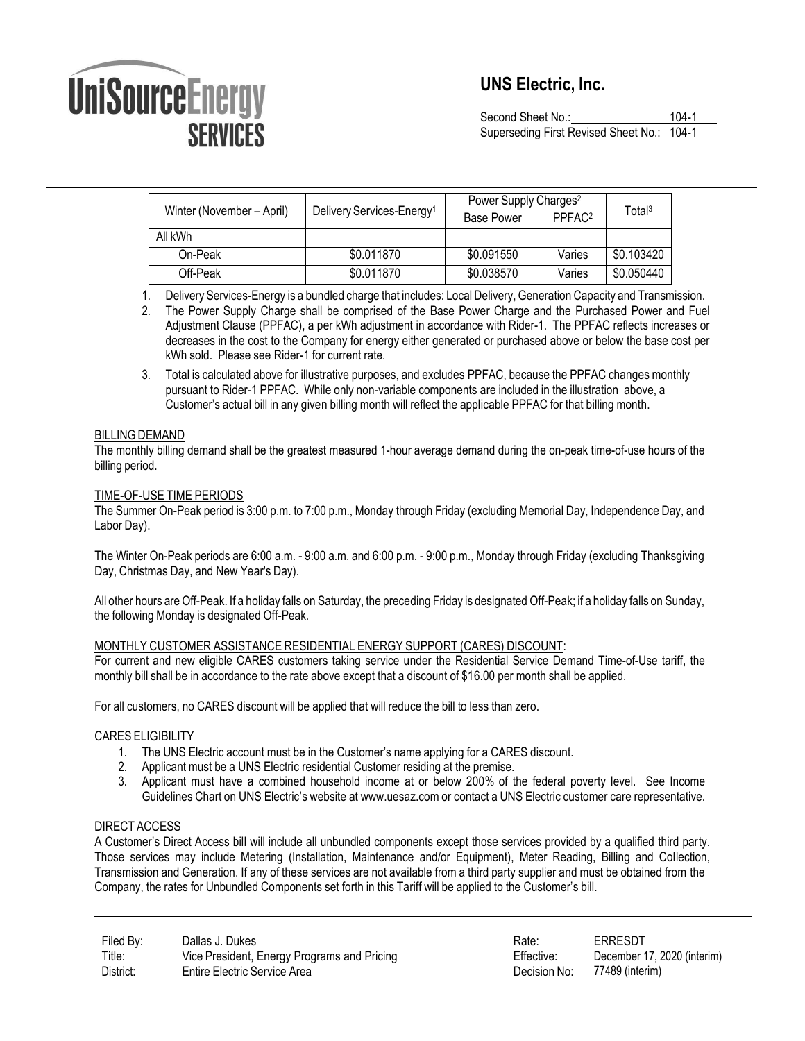| Winter (November – April) | Delivery Services-Energy[1] | Power Supply Charges[2] | | Total[3] |
|---|---|---|---|---|
| | | Base Power | PPFAC[2] | |
| All kWh | | | | |
| On-Peak | $0.011870 | $0.091550 | Varies | $0.103420 |
| Off-Peak | $0.011870 | $0.038570 | Varies | $0.050440 |

1. Delivery Services-Energy is a bundled charge that includes: Local Delivery, Generation Capacity and Transmission.
2. The Power Supply Charge shall be comprised of the Base Power Charge and the Purchased Power and Fuel Adjustment Clause (PPFAC), a per kWh adjustment in accordance with Rider-1. The PPFAC reflects increases or decreases in the cost to the Company for energy either generated or purchased above or below the base cost per kWh sold. Please see Rider-1 for current rate.
3. Total is calculated above for illustrative purposes, and excludes PPFAC, because the PPFAC changes monthly pursuant to Rider-1 PPFAC. While only non-variable components are included in the illustration above, a Customer's actual bill in any given billing month will reflect the applicable PPFAC for that billing month.

## BILLING DEMAND

The monthly billing demand shall be the greatest measured 1-hour average demand during the on-peak time-of-use hours of the billing period.

## TIME-OF-USE TIME PERIODS

The Summer On-Peak period is 3:00 p.m. to 7:00 p.m., Monday through Friday (excluding Memorial Day, Independence Day, and Labor Day).

The Winter On-Peak periods are 6:00 a.m. - 9:00 a.m. and 6:00 p.m. - 9:00 p.m., Monday through Friday (excluding Thanksgiving Day, Christmas Day, and New Year's Day).

All other hours are Off-Peak. If a holiday falls on Saturday, the preceding Friday is designated Off-Peak; if a holiday falls on Sunday, the following Monday is designated Off-Peak.

## MONTHLY CUSTOMER ASSISTANCE RESIDENTIAL ENERGY SUPPORT (CARES) DISCOUNT:

For current and new eligible CARES customers taking service under the Residential Service Demand Time-of-Use tariff, the monthly bill shall be in accordance to the rate above except that a discount of $16.00 per month shall be applied.

For all customers, no CARES discount will be applied that will reduce the bill to less than zero.

## CARES ELIGIBILITY

1. The UNS Electric account must be in the Customer's name applying for a CARES discount.
2. Applicant must be a UNS Electric residential Customer residing at the premise.
3. Applicant must have a combined household income at or below 200% of the federal poverty level. See Income Guidelines Chart on UNS Electric's website at www.uesaz.com or contact a UNS Electric customer care representative.

## DIRECT ACCESS

A Customer's Direct Access bill will include all unbundled components except those services provided by a qualified third party. Those services may include Metering (Installation, Maintenance and/or Equipment), Meter Reading, Billing and Collection, Transmission and Generation. If any of these services are not available from a third party supplier and must be obtained from the Company, the rates for Unbundled Components set forth in this Tariff will be applied to the Customer's bill.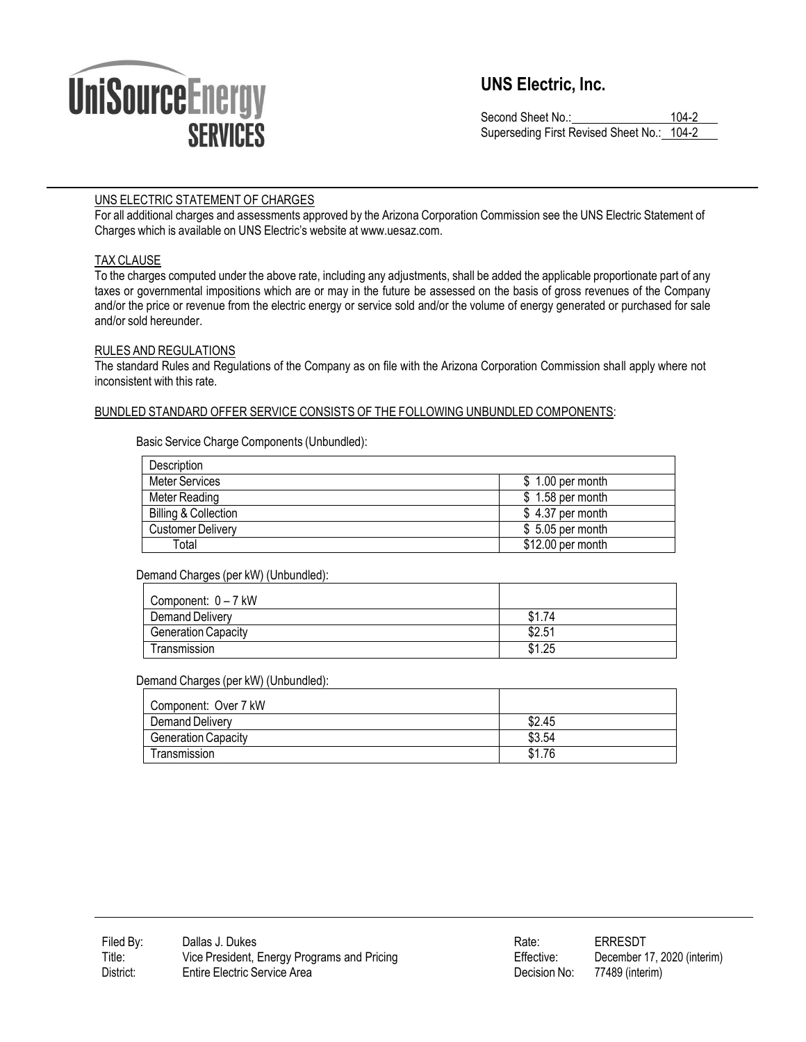**UNS Electric, Inc.**

Second Sheet No.: 104-2
Superseding First Revised Sheet No.: 104-2

UNS ELECTRIC STATEMENT OF CHARGES

For all additional charges and assessments approved by the Arizona Corporation Commission see the UNS Electric Statement of Charges which is available on UNS Electric's website at www.uesaz.com.

TAX CLAUSE

To the charges computed under the above rate, including any adjustments, shall be added the applicable proportionate part of any taxes or governmental impositions which are or may in the future be assessed on the basis of gross revenues of the Company and/or the price or revenue from the electric energy or service sold and/or the volume of energy generated or purchased for sale and/or sold hereunder.

RULES AND REGULATIONS

The standard Rules and Regulations of the Company as on file with the Arizona Corporation Commission shall apply where not inconsistent with this rate.

BUNDLED STANDARD OFFER SERVICE CONSISTS OF THE FOLLOWING UNBUNDLED COMPONENTS:

Basic Service Charge Components (Unbundled):

| Description | |
|---|---|
| Meter Services | $ 1.00 per month |
| Meter Reading | $ 1.58 per month |
| Billing & Collection | $ 4.37 per month |
| Customer Delivery | $ 5.05 per month |
| Total | $12.00 per month |

Demand Charges (per kW) (Unbundled):

| Component: 0 – 7 kW | |
|---|---|
| Demand Delivery | $1.74 |
| Generation Capacity | $2.51 |
| Transmission | $1.25 |

Demand Charges (per kW) (Unbundled):

| Component: Over 7 kW | |
|---|---|
| Demand Delivery | $2.45 |
| Generation Capacity | $3.54 |
| Transmission | $1.76 |

Filed By: Dallas J. Dukes
Title: Vice President, Energy Programs and Pricing
District: Entire Electric Service Area

Rate: ERRESDT
Effective: December 17, 2020 (interim)
Decision No: 77489 (interim)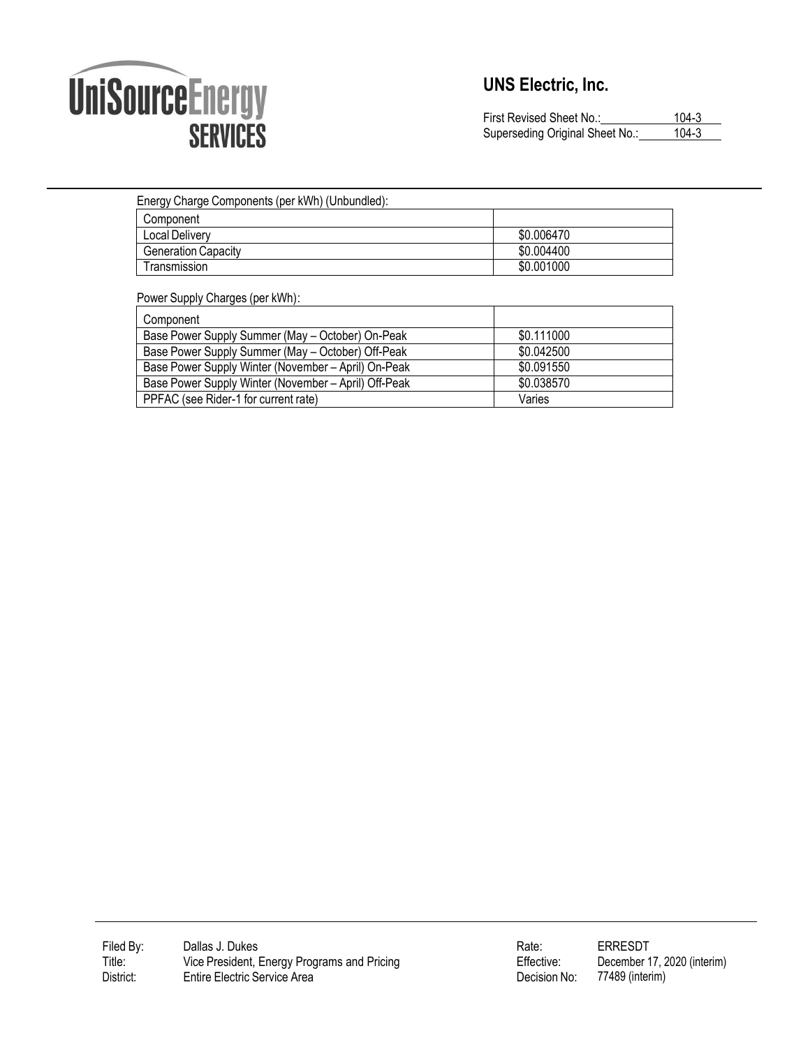Energy Charge Components (per kWh) (Unbundled):

| Component | |
|---|---|
| Local Delivery | $0.006470 |
| Generation Capacity | $0.004400 |
| Transmission | $0.001000 |

Power Supply Charges (per kWh):

| Component | |
|---|---|
| Base Power Supply Summer (May – October) On-Peak | $0.111000 |
| Base Power Supply Summer (May – October) Off-Peak | $0.042500 |
| Base Power Supply Winter (November – April) On-Peak | $0.091550 |
| Base Power Supply Winter (November – April) Off-Peak | $0.038570 |
| PPFAC (see Rider-1 for current rate) | Varies |